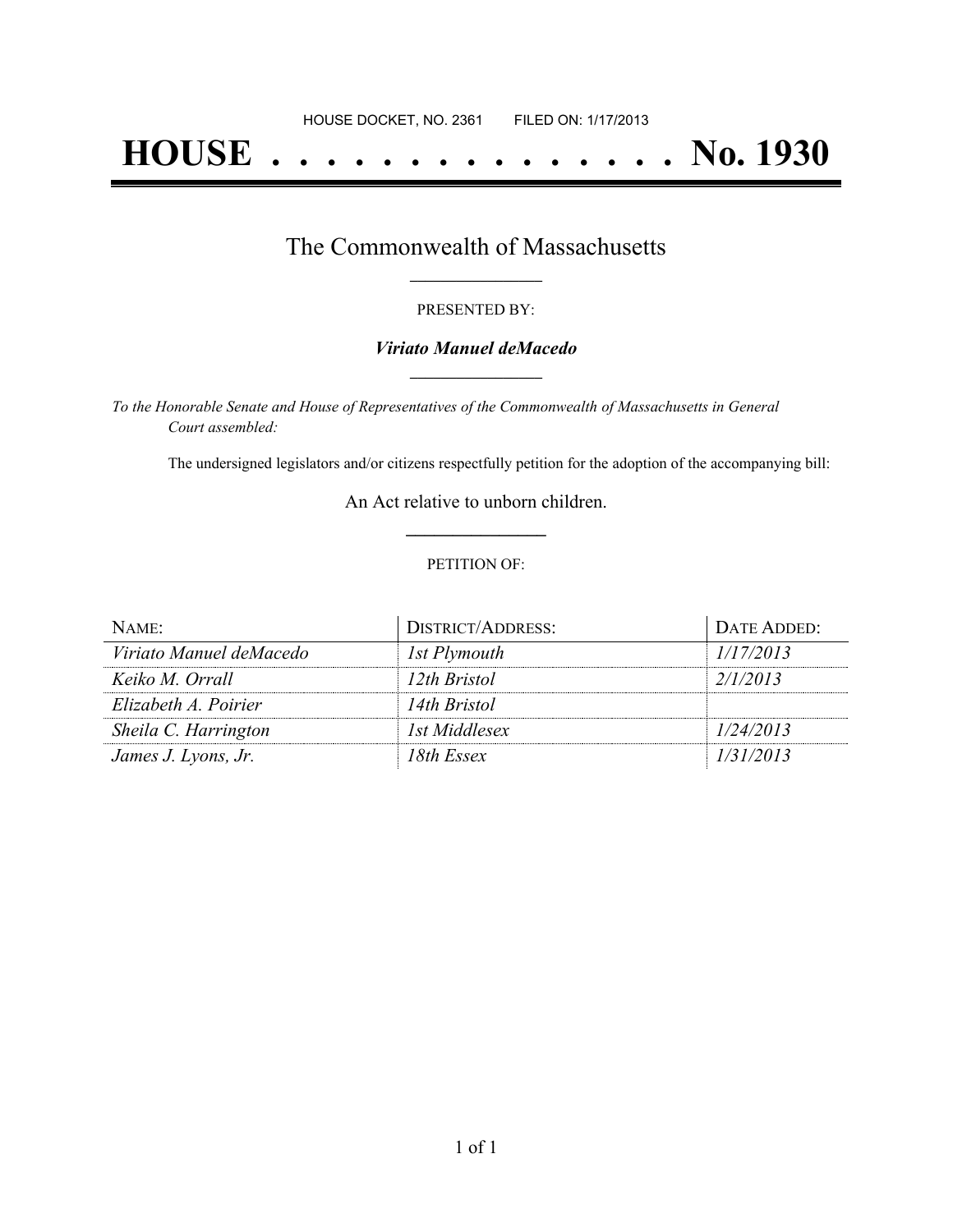HOUSE DOCKET, NO. 2361 FILED ON: 1/17/2013

# HOUSE . . . . . . . . . . . . . . . No. 1930

## The Commonwealth of Massachusetts

PRESENTED BY:

***Viriato Manuel deMacedo***

*To the Honorable Senate and House of Representatives of the Commonwealth of Massachusetts in General Court assembled:*

The undersigned legislators and/or citizens respectfully petition for the adoption of the accompanying bill:

An Act relative to unborn children.

PETITION OF:

| NAME: | DISTRICT/ADDRESS: | DATE ADDED: |
|---|---|---|
| *Viriato Manuel deMacedo* | *1st Plymouth* | *1/17/2013* |
| *Keiko M. Orrall* | *12th Bristol* | *2/1/2013* |
| *Elizabeth A. Poirier* | *14th Bristol* | |
| *Sheila C. Harrington* | *1st Middlesex* | *1/24/2013* |
| *James J. Lyons, Jr.* | *18th Essex* | *1/31/2013* |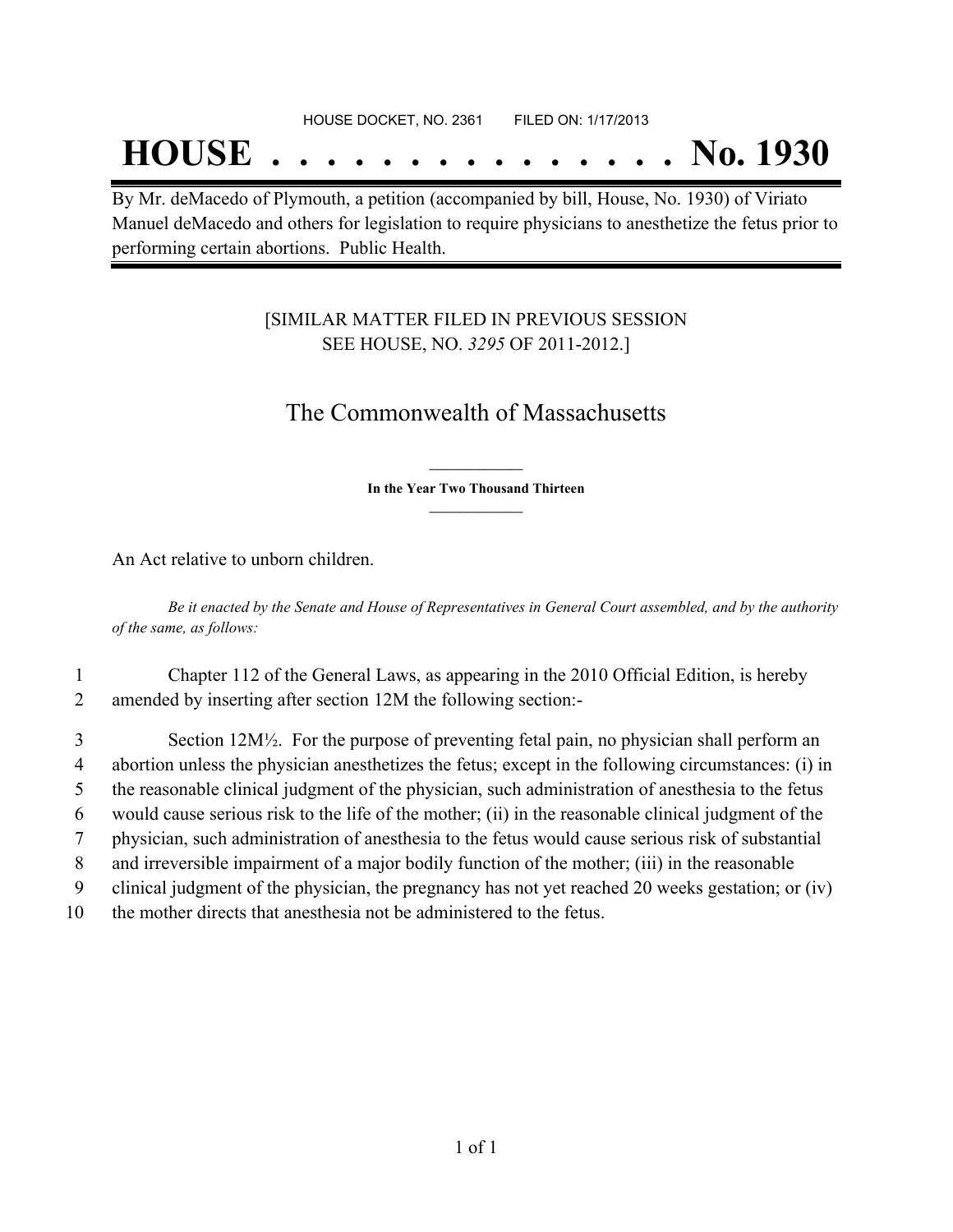HOUSE DOCKET, NO. 2361        FILED ON: 1/17/2013

# HOUSE . . . . . . . . . . . . . . . No. 1930

By Mr. deMacedo of Plymouth, a petition (accompanied by bill, House, No. 1930) of Viriato Manuel deMacedo and others for legislation to require physicians to anesthetize the fetus prior to performing certain abortions. Public Health.

[SIMILAR MATTER FILED IN PREVIOUS SESSION SEE HOUSE, NO. *3295* OF 2011-2012.]

## The Commonwealth of Massachusetts

**In the Year Two Thousand Thirteen**

An Act relative to unborn children.

*Be it enacted by the Senate and House of Representatives in General Court assembled, and by the authority of the same, as follows:*

1 Chapter 112 of the General Laws, as appearing in the 2010 Official Edition, is hereby
2 amended by inserting after section 12M the following section:-

3 Section 12M½. For the purpose of preventing fetal pain, no physician shall perform an
4 abortion unless the physician anesthetizes the fetus; except in the following circumstances: (i) in
5 the reasonable clinical judgment of the physician, such administration of anesthesia to the fetus
6 would cause serious risk to the life of the mother; (ii) in the reasonable clinical judgment of the
7 physician, such administration of anesthesia to the fetus would cause serious risk of substantial
8 and irreversible impairment of a major bodily function of the mother; (iii) in the reasonable
9 clinical judgment of the physician, the pregnancy has not yet reached 20 weeks gestation; or (iv)
10 the mother directs that anesthesia not be administered to the fetus.